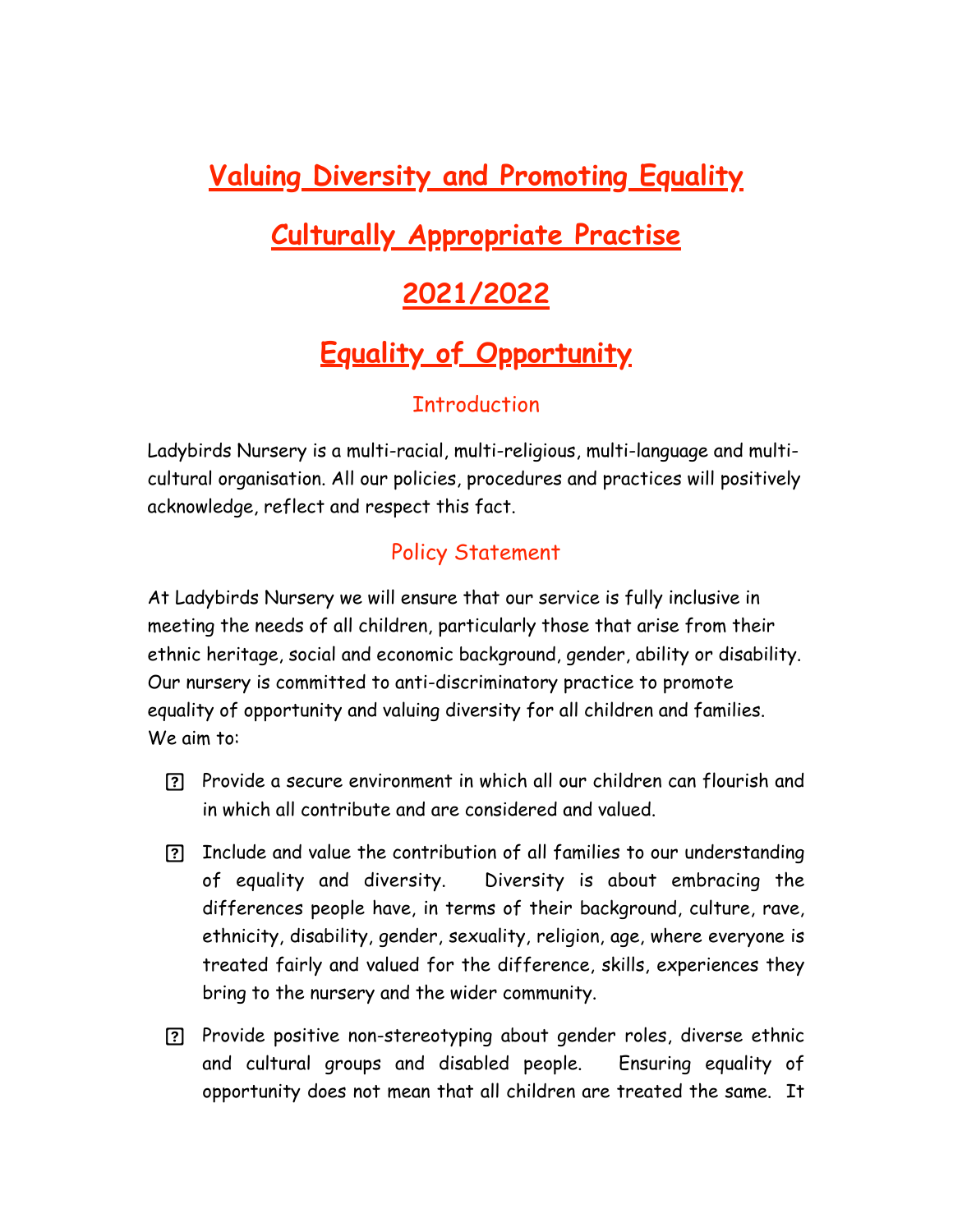# Valuing Diversity and Promoting Equality

# Culturally Appropriate Practise

# 2021/2022

# Equality of Opportunity

## Introduction

Ladybirds Nursery is a multi-racial, multi-religious, multi-language and multi-cultural organisation. All our policies, procedures and practices will positively acknowledge, reflect and respect this fact.

## Policy Statement

At Ladybirds Nursery we will ensure that our service is fully inclusive in meeting the needs of all children, particularly those that arise from their ethnic heritage, social and economic background, gender, ability or disability. Our nursery is committed to anti-discriminatory practice to promote equality of opportunity and valuing diversity for all children and families. We aim to:

- Provide a secure environment in which all our children can flourish and in which all contribute and are considered and valued.
- Include and value the contribution of all families to our understanding of equality and diversity. Diversity is about embracing the differences people have, in terms of their background, culture, rave, ethnicity, disability, gender, sexuality, religion, age, where everyone is treated fairly and valued for the difference, skills, experiences they bring to the nursery and the wider community.
- Provide positive non-stereotyping about gender roles, diverse ethnic and cultural groups and disabled people. Ensuring equality of opportunity does not mean that all children are treated the same. It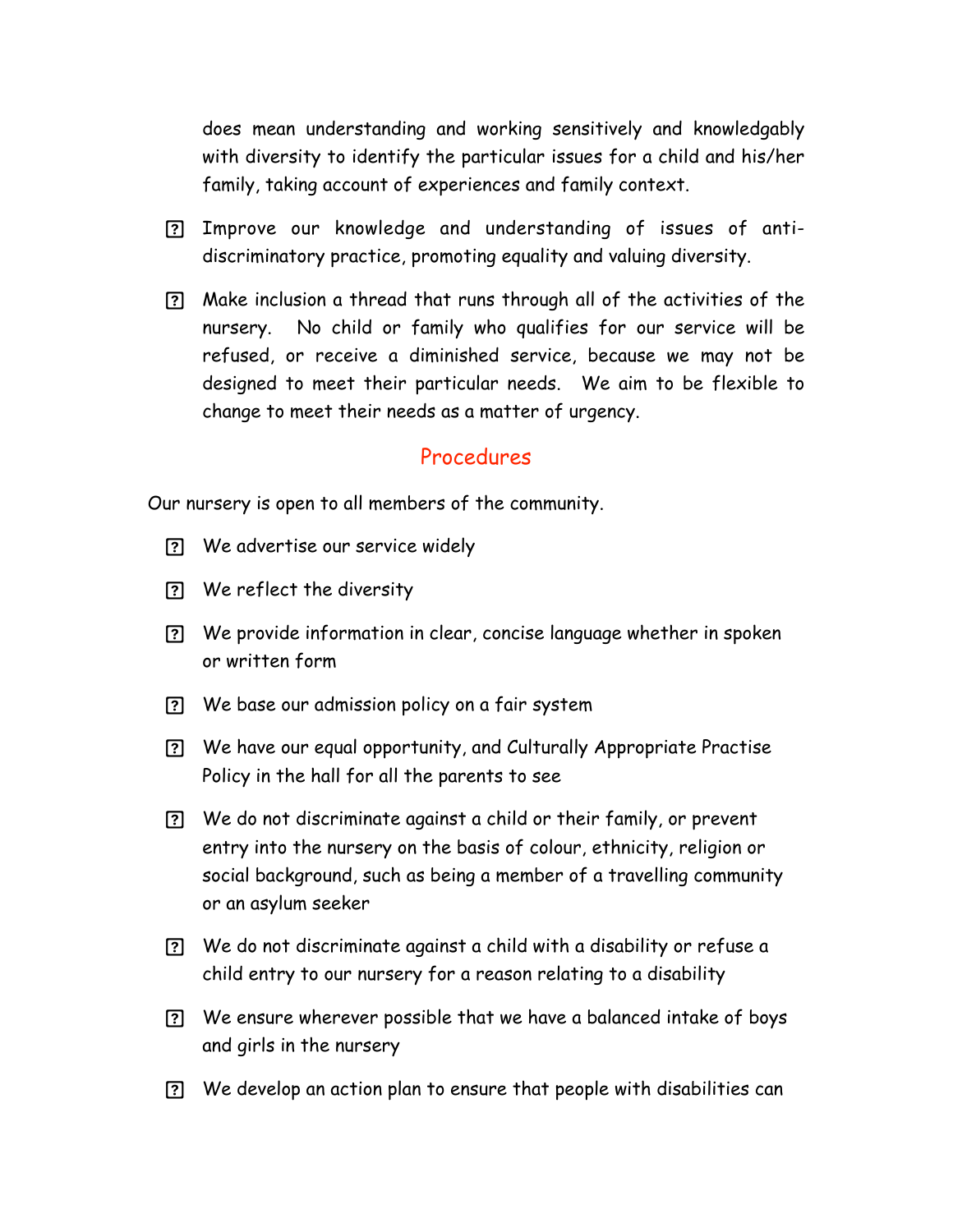does mean understanding and working sensitively and knowledgably with diversity to identify the particular issues for a child and his/her family, taking account of experiences and family context.

- Improve our knowledge and understanding of issues of anti-discriminatory practice, promoting equality and valuing diversity.
- Make inclusion a thread that runs through all of the activities of the nursery. No child or family who qualifies for our service will be refused, or receive a diminished service, because we may not be designed to meet their particular needs. We aim to be flexible to change to meet their needs as a matter of urgency.

## Procedures

Our nursery is open to all members of the community.

- We advertise our service widely
- We reflect the diversity
- We provide information in clear, concise language whether in spoken or written form
- We base our admission policy on a fair system
- We have our equal opportunity, and Culturally Appropriate Practise Policy in the hall for all the parents to see
- We do not discriminate against a child or their family, or prevent entry into the nursery on the basis of colour, ethnicity, religion or social background, such as being a member of a travelling community or an asylum seeker
- We do not discriminate against a child with a disability or refuse a child entry to our nursery for a reason relating to a disability
- We ensure wherever possible that we have a balanced intake of boys and girls in the nursery
- We develop an action plan to ensure that people with disabilities can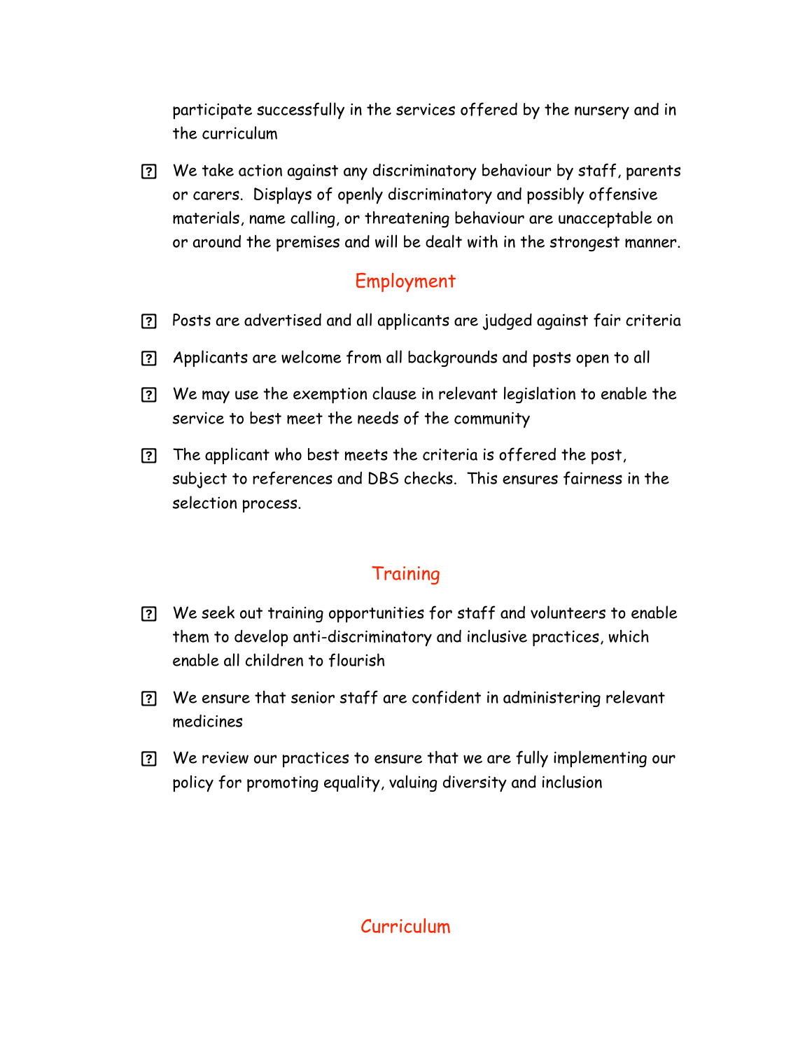participate successfully in the services offered by the nursery and in the curriculum

- We take action against any discriminatory behaviour by staff, parents or carers. Displays of openly discriminatory and possibly offensive materials, name calling, or threatening behaviour are unacceptable on or around the premises and will be dealt with in the strongest manner.

## Employment

- Posts are advertised and all applicants are judged against fair criteria
- Applicants are welcome from all backgrounds and posts open to all
- We may use the exemption clause in relevant legislation to enable the service to best meet the needs of the community
- The applicant who best meets the criteria is offered the post, subject to references and DBS checks. This ensures fairness in the selection process.

## Training

- We seek out training opportunities for staff and volunteers to enable them to develop anti-discriminatory and inclusive practices, which enable all children to flourish
- We ensure that senior staff are confident in administering relevant medicines
- We review our practices to ensure that we are fully implementing our policy for promoting equality, valuing diversity and inclusion

## Curriculum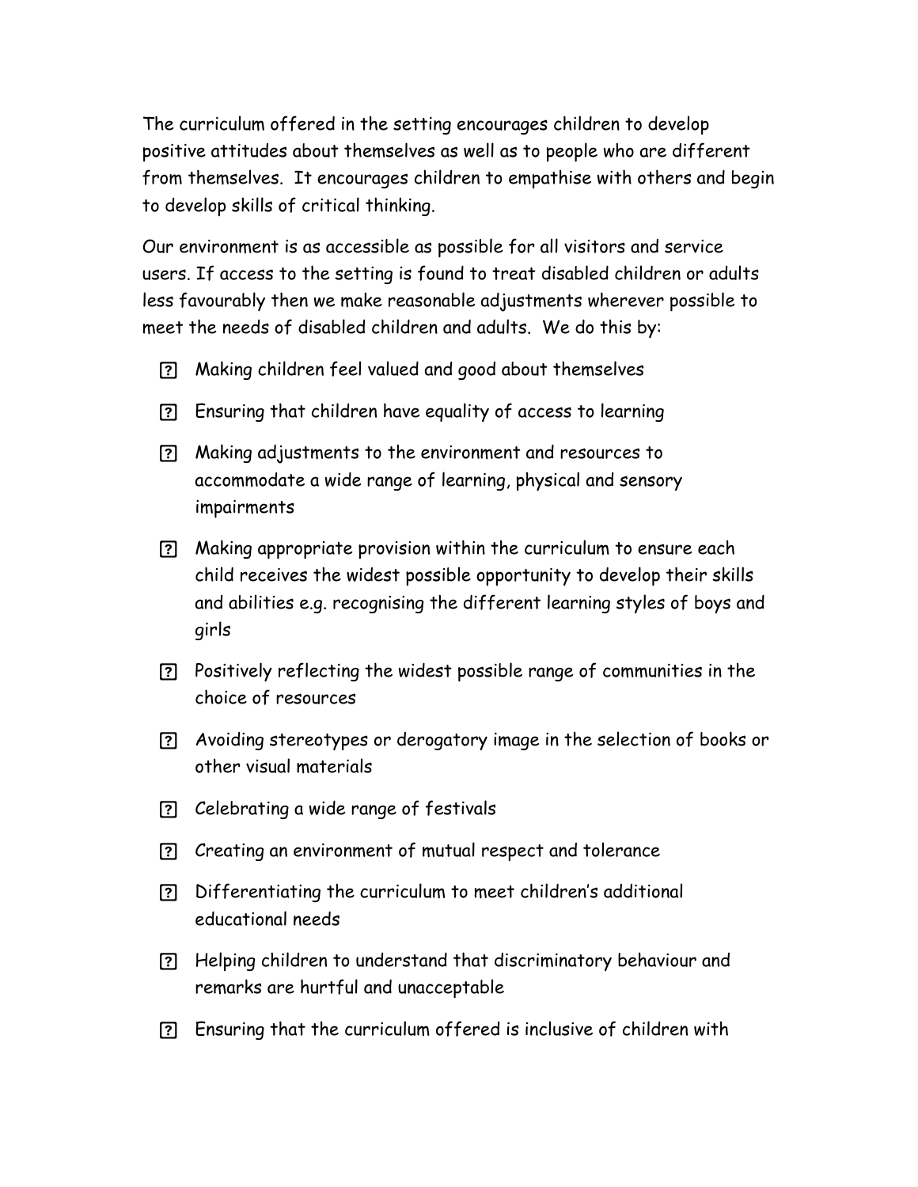The curriculum offered in the setting encourages children to develop positive attitudes about themselves as well as to people who are different from themselves. It encourages children to empathise with others and begin to develop skills of critical thinking.

Our environment is as accessible as possible for all visitors and service users. If access to the setting is found to treat disabled children or adults less favourably then we make reasonable adjustments wherever possible to meet the needs of disabled children and adults. We do this by:

- Making children feel valued and good about themselves
- Ensuring that children have equality of access to learning
- Making adjustments to the environment and resources to accommodate a wide range of learning, physical and sensory impairments
- Making appropriate provision within the curriculum to ensure each child receives the widest possible opportunity to develop their skills and abilities e.g. recognising the different learning styles of boys and girls
- Positively reflecting the widest possible range of communities in the choice of resources
- Avoiding stereotypes or derogatory image in the selection of books or other visual materials
- Celebrating a wide range of festivals
- Creating an environment of mutual respect and tolerance
- Differentiating the curriculum to meet children's additional educational needs
- Helping children to understand that discriminatory behaviour and remarks are hurtful and unacceptable
- Ensuring that the curriculum offered is inclusive of children with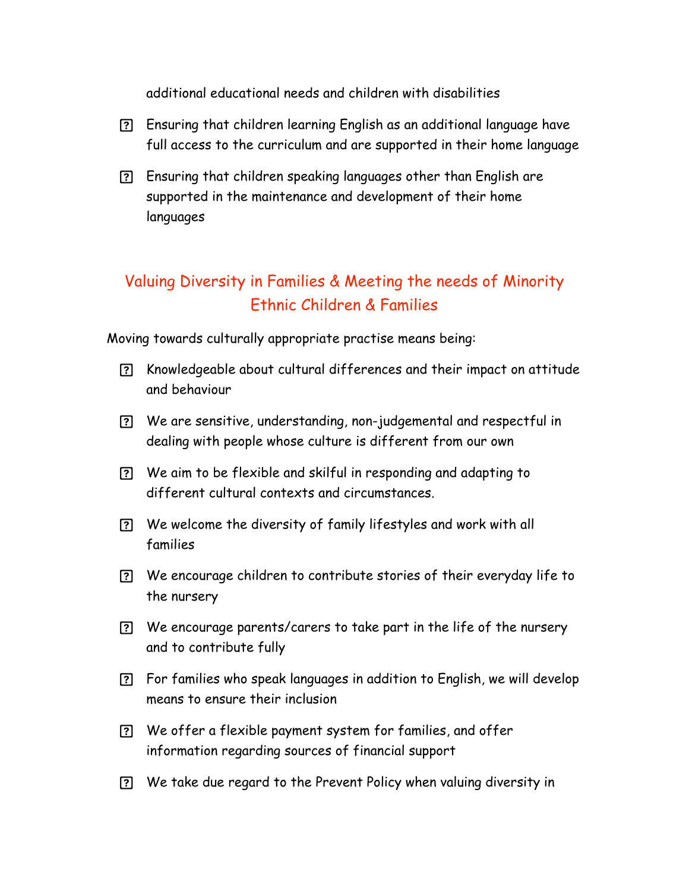additional educational needs and children with disabilities

- Ensuring that children learning English as an additional language have full access to the curriculum and are supported in their home language
- Ensuring that children speaking languages other than English are supported in the maintenance and development of their home languages

## Valuing Diversity in Families & Meeting the needs of Minority Ethnic Children & Families

Moving towards culturally appropriate practise means being:

- Knowledgeable about cultural differences and their impact on attitude and behaviour
- We are sensitive, understanding, non-judgemental and respectful in dealing with people whose culture is different from our own
- We aim to be flexible and skilful in responding and adapting to different cultural contexts and circumstances.
- We welcome the diversity of family lifestyles and work with all families
- We encourage children to contribute stories of their everyday life to the nursery
- We encourage parents/carers to take part in the life of the nursery and to contribute fully
- For families who speak languages in addition to English, we will develop means to ensure their inclusion
- We offer a flexible payment system for families, and offer information regarding sources of financial support
- We take due regard to the Prevent Policy when valuing diversity in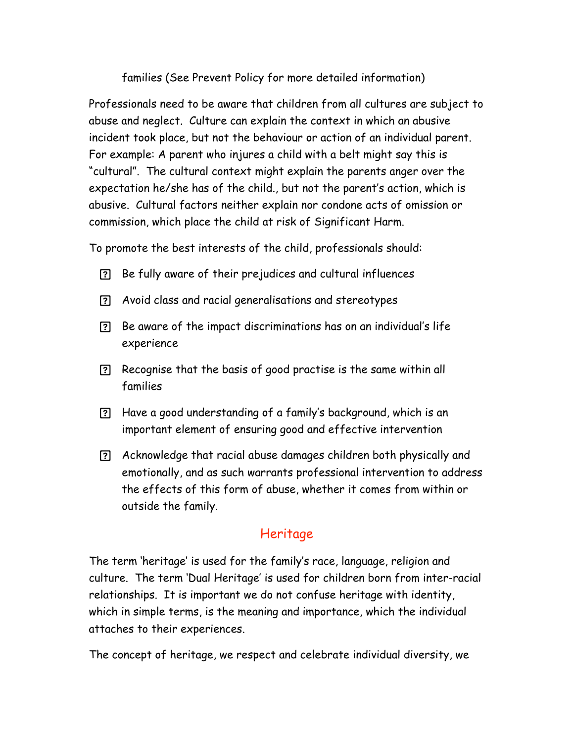families (See Prevent Policy for more detailed information)

Professionals need to be aware that children from all cultures are subject to abuse and neglect. Culture can explain the context in which an abusive incident took place, but not the behaviour or action of an individual parent. For example: A parent who injures a child with a belt might say this is "cultural". The cultural context might explain the parents anger over the expectation he/she has of the child., but not the parent's action, which is abusive. Cultural factors neither explain nor condone acts of omission or commission, which place the child at risk of Significant Harm.

To promote the best interests of the child, professionals should:

- Be fully aware of their prejudices and cultural influences
- Avoid class and racial generalisations and stereotypes
- Be aware of the impact discriminations has on an individual's life experience
- Recognise that the basis of good practise is the same within all families
- Have a good understanding of a family's background, which is an important element of ensuring good and effective intervention
- Acknowledge that racial abuse damages children both physically and emotionally, and as such warrants professional intervention to address the effects of this form of abuse, whether it comes from within or outside the family.

## Heritage

The term 'heritage' is used for the family's race, language, religion and culture. The term 'Dual Heritage' is used for children born from inter-racial relationships. It is important we do not confuse heritage with identity, which in simple terms, is the meaning and importance, which the individual attaches to their experiences.

The concept of heritage, we respect and celebrate individual diversity, we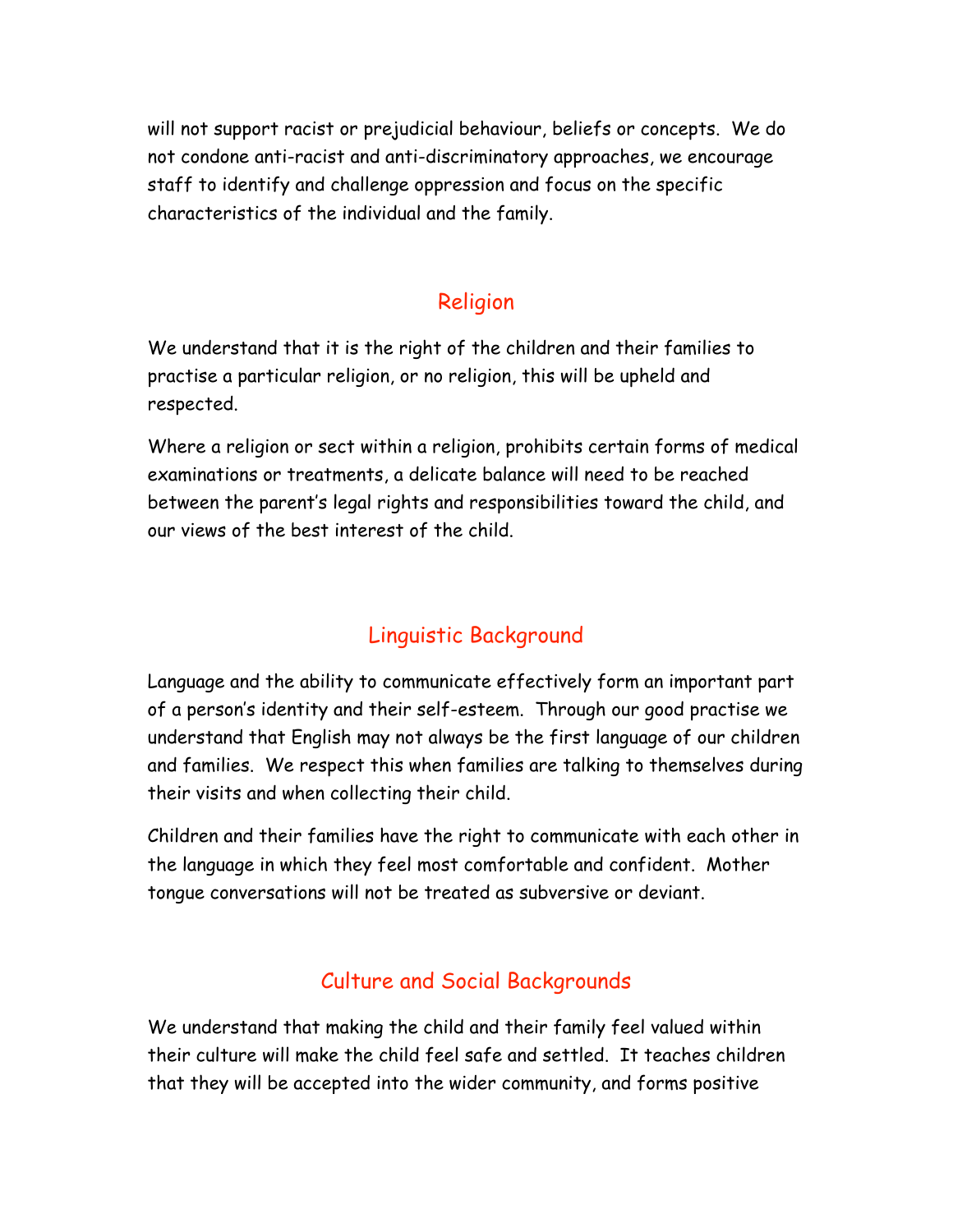will not support racist or prejudicial behaviour, beliefs or concepts. We do not condone anti-racist and anti-discriminatory approaches, we encourage staff to identify and challenge oppression and focus on the specific characteristics of the individual and the family.

## Religion

We understand that it is the right of the children and their families to practise a particular religion, or no religion, this will be upheld and respected.

Where a religion or sect within a religion, prohibits certain forms of medical examinations or treatments, a delicate balance will need to be reached between the parent's legal rights and responsibilities toward the child, and our views of the best interest of the child.

## Linguistic Background

Language and the ability to communicate effectively form an important part of a person's identity and their self-esteem. Through our good practise we understand that English may not always be the first language of our children and families. We respect this when families are talking to themselves during their visits and when collecting their child.

Children and their families have the right to communicate with each other in the language in which they feel most comfortable and confident. Mother tongue conversations will not be treated as subversive or deviant.

## Culture and Social Backgrounds

We understand that making the child and their family feel valued within their culture will make the child feel safe and settled. It teaches children that they will be accepted into the wider community, and forms positive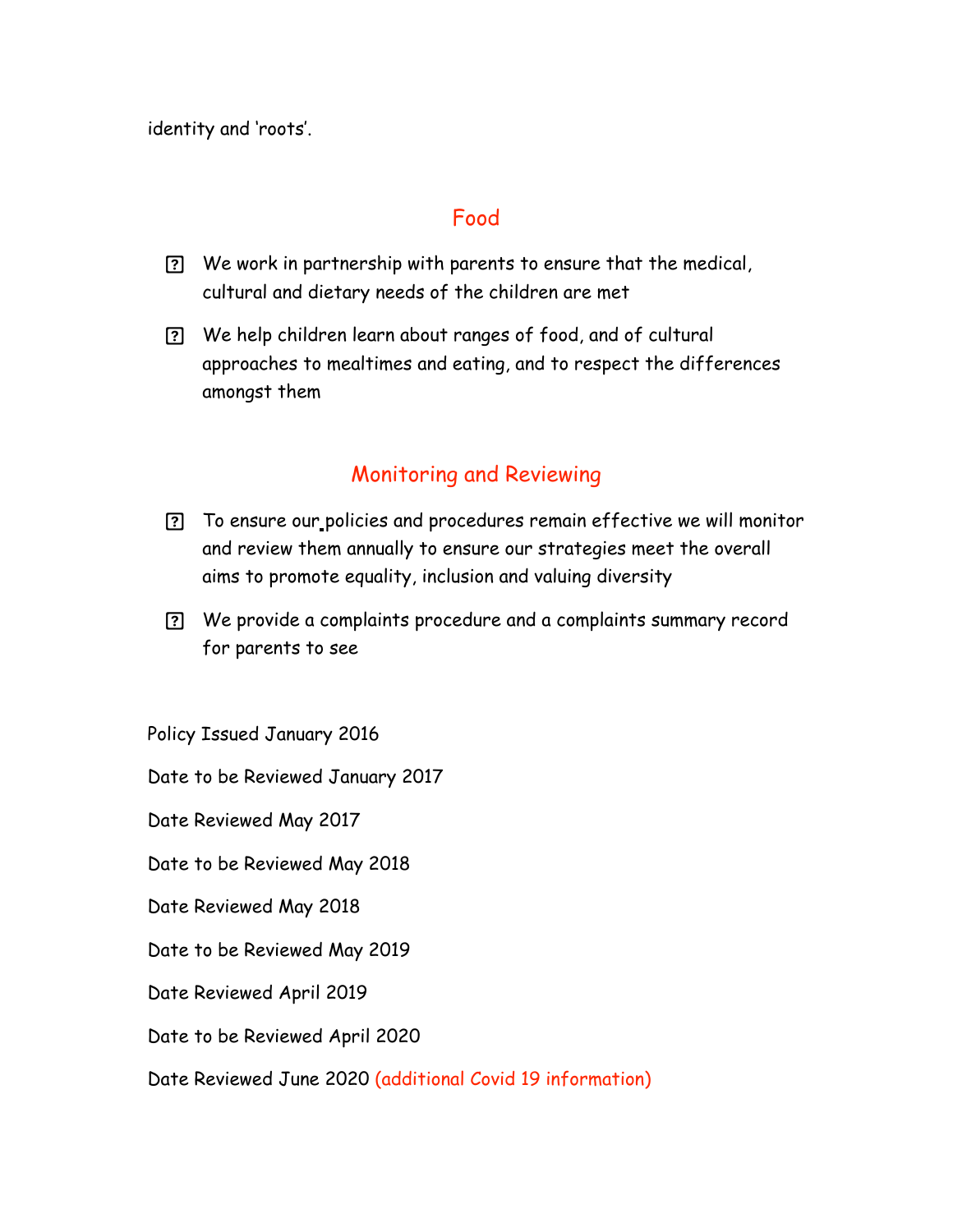identity and 'roots'.

## Food

- We work in partnership with parents to ensure that the medical, cultural and dietary needs of the children are met
- We help children learn about ranges of food, and of cultural approaches to mealtimes and eating, and to respect the differences amongst them

## Monitoring and Reviewing

- To ensure our policies and procedures remain effective we will monitor and review them annually to ensure our strategies meet the overall aims to promote equality, inclusion and valuing diversity
- We provide a complaints procedure and a complaints summary record for parents to see

Policy Issued January 2016

Date to be Reviewed January 2017

Date Reviewed May 2017

Date to be Reviewed May 2018

Date Reviewed May 2018

Date to be Reviewed May 2019

Date Reviewed April 2019

Date to be Reviewed April 2020

Date Reviewed June 2020 (additional Covid 19 information)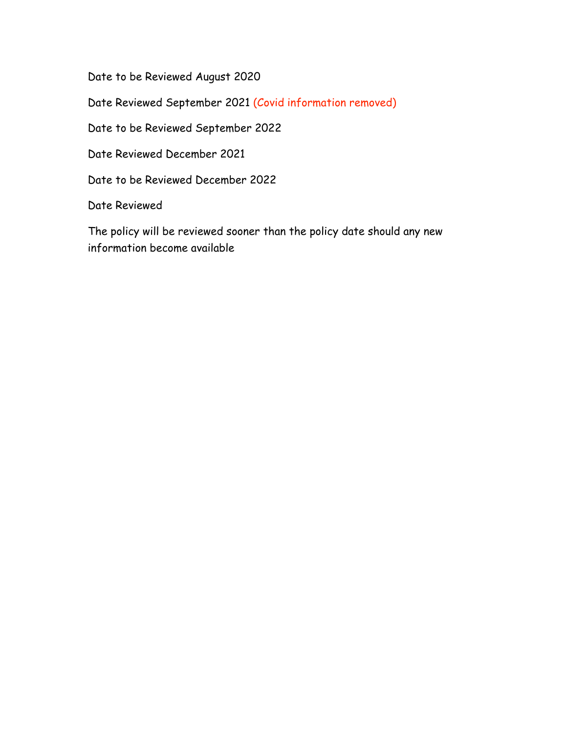Date to be Reviewed August 2020

Date Reviewed September 2021 (Covid information removed)

Date to be Reviewed September 2022

Date Reviewed December 2021

Date to be Reviewed December 2022

Date Reviewed

The policy will be reviewed sooner than the policy date should any new information become available